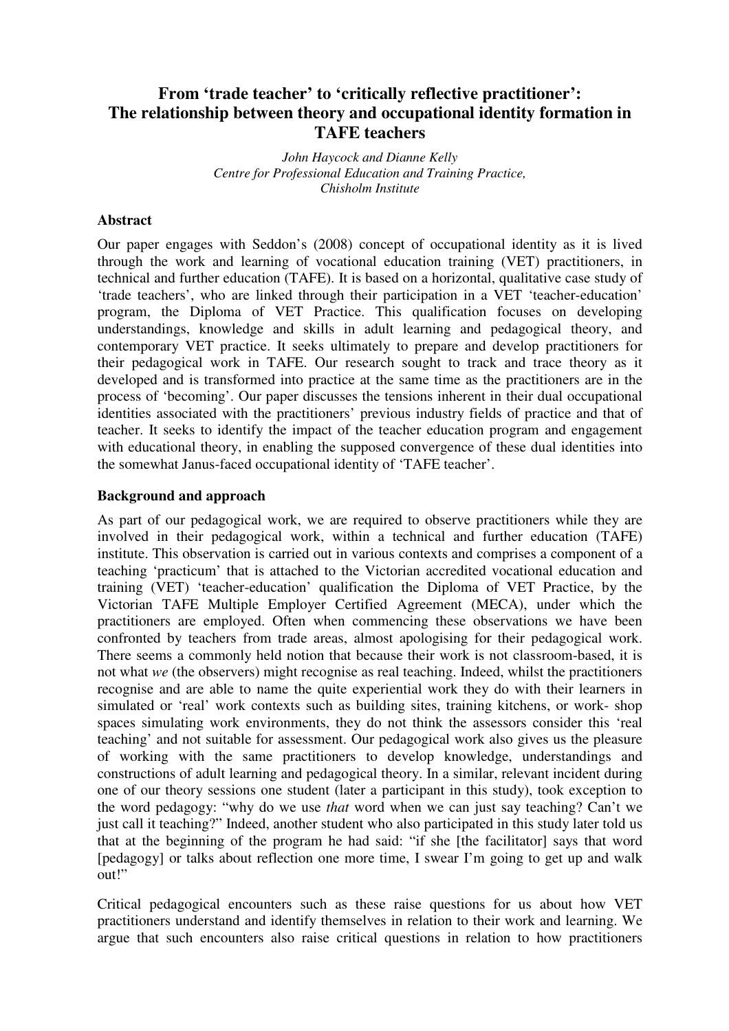# From 'trade teacher' to 'critically reflective practitioner': The relationship between theory and occupational identity formation in TAFE teachers

*John Haycock and Dianne Kelly*
*Centre for Professional Education and Training Practice, Chisholm Institute*

## Abstract

Our paper engages with Seddon's (2008) concept of occupational identity as it is lived through the work and learning of vocational education training (VET) practitioners, in technical and further education (TAFE). It is based on a horizontal, qualitative case study of 'trade teachers', who are linked through their participation in a VET 'teacher-education' program, the Diploma of VET Practice. This qualification focuses on developing understandings, knowledge and skills in adult learning and pedagogical theory, and contemporary VET practice. It seeks ultimately to prepare and develop practitioners for their pedagogical work in TAFE. Our research sought to track and trace theory as it developed and is transformed into practice at the same time as the practitioners are in the process of 'becoming'. Our paper discusses the tensions inherent in their dual occupational identities associated with the practitioners' previous industry fields of practice and that of teacher. It seeks to identify the impact of the teacher education program and engagement with educational theory, in enabling the supposed convergence of these dual identities into the somewhat Janus-faced occupational identity of 'TAFE teacher'.

## Background and approach

As part of our pedagogical work, we are required to observe practitioners while they are involved in their pedagogical work, within a technical and further education (TAFE) institute. This observation is carried out in various contexts and comprises a component of a teaching 'practicum' that is attached to the Victorian accredited vocational education and training (VET) 'teacher-education' qualification the Diploma of VET Practice, by the Victorian TAFE Multiple Employer Certified Agreement (MECA), under which the practitioners are employed. Often when commencing these observations we have been confronted by teachers from trade areas, almost apologising for their pedagogical work. There seems a commonly held notion that because their work is not classroom-based, it is not what *we* (the observers) might recognise as real teaching. Indeed, whilst the practitioners recognise and are able to name the quite experiential work they do with their learners in simulated or 'real' work contexts such as building sites, training kitchens, or work- shop spaces simulating work environments, they do not think the assessors consider this 'real teaching' and not suitable for assessment. Our pedagogical work also gives us the pleasure of working with the same practitioners to develop knowledge, understandings and constructions of adult learning and pedagogical theory. In a similar, relevant incident during one of our theory sessions one student (later a participant in this study), took exception to the word pedagogy: "why do we use *that* word when we can just say teaching? Can't we just call it teaching?" Indeed, another student who also participated in this study later told us that at the beginning of the program he had said: "if she [the facilitator] says that word [pedagogy] or talks about reflection one more time, I swear I'm going to get up and walk out!"

Critical pedagogical encounters such as these raise questions for us about how VET practitioners understand and identify themselves in relation to their work and learning. We argue that such encounters also raise critical questions in relation to how practitioners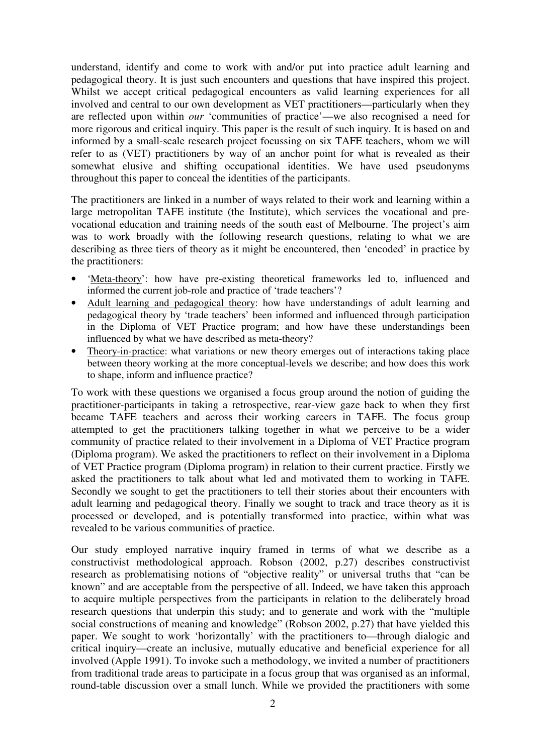understand, identify and come to work with and/or put into practice adult learning and pedagogical theory. It is just such encounters and questions that have inspired this project. Whilst we accept critical pedagogical encounters as valid learning experiences for all involved and central to our own development as VET practitioners—particularly when they are reflected upon within *our* 'communities of practice'—we also recognised a need for more rigorous and critical inquiry. This paper is the result of such inquiry. It is based on and informed by a small-scale research project focussing on six TAFE teachers, whom we will refer to as (VET) practitioners by way of an anchor point for what is revealed as their somewhat elusive and shifting occupational identities. We have used pseudonyms throughout this paper to conceal the identities of the participants.

The practitioners are linked in a number of ways related to their work and learning within a large metropolitan TAFE institute (the Institute), which services the vocational and pre-vocational education and training needs of the south east of Melbourne. The project's aim was to work broadly with the following research questions, relating to what we are describing as three tiers of theory as it might be encountered, then 'encoded' in practice by the practitioners:

- 'Meta-theory': how have pre-existing theoretical frameworks led to, influenced and informed the current job-role and practice of 'trade teachers'?
- Adult learning and pedagogical theory: how have understandings of adult learning and pedagogical theory by 'trade teachers' been informed and influenced through participation in the Diploma of VET Practice program; and how have these understandings been influenced by what we have described as meta-theory?
- Theory-in-practice: what variations or new theory emerges out of interactions taking place between theory working at the more conceptual-levels we describe; and how does this work to shape, inform and influence practice?

To work with these questions we organised a focus group around the notion of guiding the practitioner-participants in taking a retrospective, rear-view gaze back to when they first became TAFE teachers and across their working careers in TAFE. The focus group attempted to get the practitioners talking together in what we perceive to be a wider community of practice related to their involvement in a Diploma of VET Practice program (Diploma program). We asked the practitioners to reflect on their involvement in a Diploma of VET Practice program (Diploma program) in relation to their current practice. Firstly we asked the practitioners to talk about what led and motivated them to working in TAFE. Secondly we sought to get the practitioners to tell their stories about their encounters with adult learning and pedagogical theory. Finally we sought to track and trace theory as it is processed or developed, and is potentially transformed into practice, within what was revealed to be various communities of practice.

Our study employed narrative inquiry framed in terms of what we describe as a constructivist methodological approach. Robson (2002, p.27) describes constructivist research as problematising notions of "objective reality" or universal truths that "can be known" and are acceptable from the perspective of all. Indeed, we have taken this approach to acquire multiple perspectives from the participants in relation to the deliberately broad research questions that underpin this study; and to generate and work with the "multiple social constructions of meaning and knowledge" (Robson 2002, p.27) that have yielded this paper. We sought to work 'horizontally' with the practitioners to—through dialogic and critical inquiry—create an inclusive, mutually educative and beneficial experience for all involved (Apple 1991). To invoke such a methodology, we invited a number of practitioners from traditional trade areas to participate in a focus group that was organised as an informal, round-table discussion over a small lunch. While we provided the practitioners with some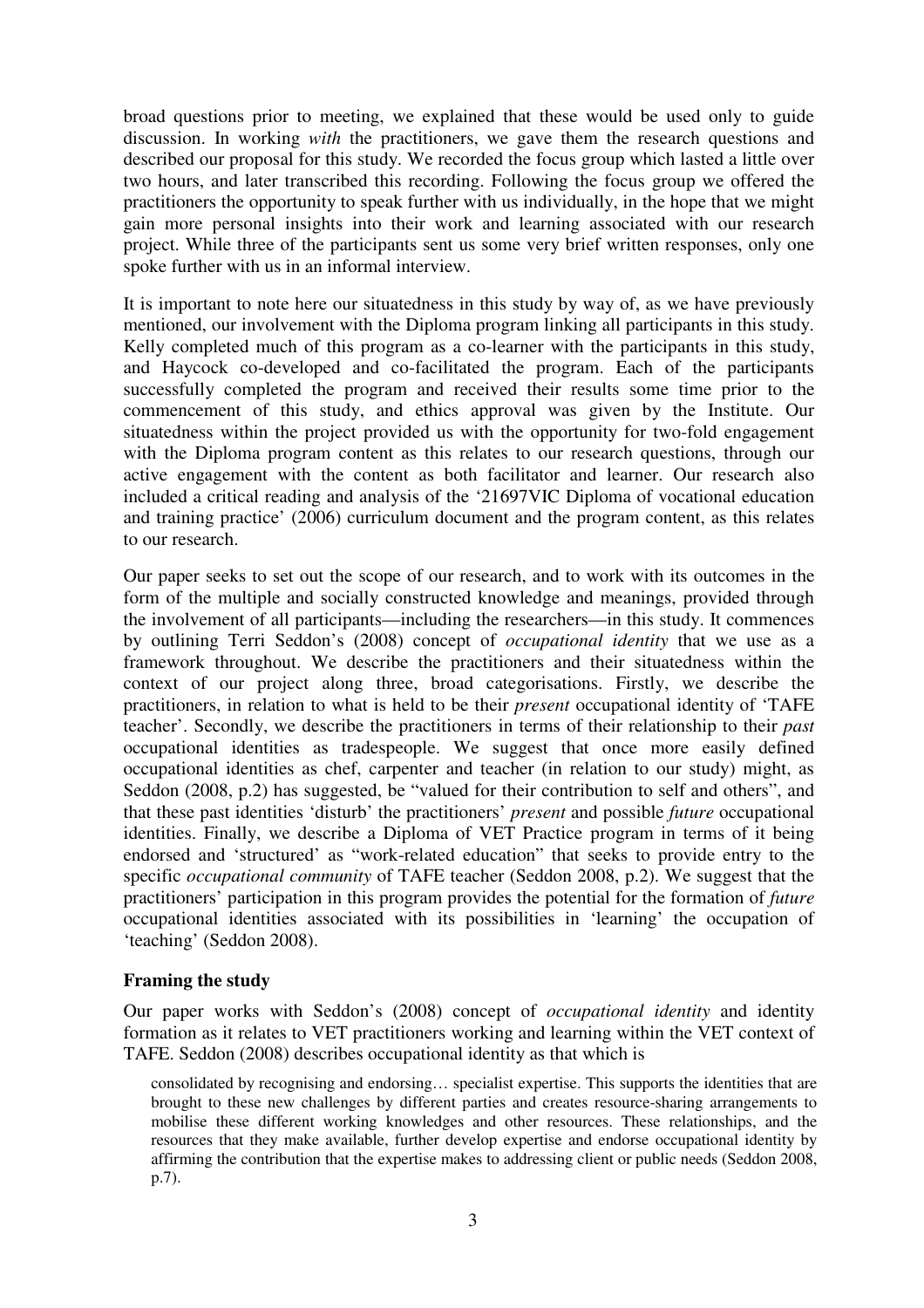broad questions prior to meeting, we explained that these would be used only to guide discussion. In working *with* the practitioners, we gave them the research questions and described our proposal for this study. We recorded the focus group which lasted a little over two hours, and later transcribed this recording. Following the focus group we offered the practitioners the opportunity to speak further with us individually, in the hope that we might gain more personal insights into their work and learning associated with our research project. While three of the participants sent us some very brief written responses, only one spoke further with us in an informal interview.

It is important to note here our situatedness in this study by way of, as we have previously mentioned, our involvement with the Diploma program linking all participants in this study. Kelly completed much of this program as a co-learner with the participants in this study, and Haycock co-developed and co-facilitated the program. Each of the participants successfully completed the program and received their results some time prior to the commencement of this study, and ethics approval was given by the Institute. Our situatedness within the project provided us with the opportunity for two-fold engagement with the Diploma program content as this relates to our research questions, through our active engagement with the content as both facilitator and learner. Our research also included a critical reading and analysis of the '21697VIC Diploma of vocational education and training practice' (2006) curriculum document and the program content, as this relates to our research.

Our paper seeks to set out the scope of our research, and to work with its outcomes in the form of the multiple and socially constructed knowledge and meanings, provided through the involvement of all participants—including the researchers—in this study. It commences by outlining Terri Seddon's (2008) concept of *occupational identity* that we use as a framework throughout. We describe the practitioners and their situatedness within the context of our project along three, broad categorisations. Firstly, we describe the practitioners, in relation to what is held to be their *present* occupational identity of 'TAFE teacher'. Secondly, we describe the practitioners in terms of their relationship to their *past* occupational identities as tradespeople. We suggest that once more easily defined occupational identities as chef, carpenter and teacher (in relation to our study) might, as Seddon (2008, p.2) has suggested, be "valued for their contribution to self and others", and that these past identities 'disturb' the practitioners' *present* and possible *future* occupational identities. Finally, we describe a Diploma of VET Practice program in terms of it being endorsed and 'structured' as "work-related education" that seeks to provide entry to the specific *occupational community* of TAFE teacher (Seddon 2008, p.2). We suggest that the practitioners' participation in this program provides the potential for the formation of *future* occupational identities associated with its possibilities in 'learning' the occupation of 'teaching' (Seddon 2008).

## Framing the study

Our paper works with Seddon's (2008) concept of *occupational identity* and identity formation as it relates to VET practitioners working and learning within the VET context of TAFE. Seddon (2008) describes occupational identity as that which is

> consolidated by recognising and endorsing… specialist expertise. This supports the identities that are brought to these new challenges by different parties and creates resource-sharing arrangements to mobilise these different working knowledges and other resources. These relationships, and the resources that they make available, further develop expertise and endorse occupational identity by affirming the contribution that the expertise makes to addressing client or public needs (Seddon 2008, p.7).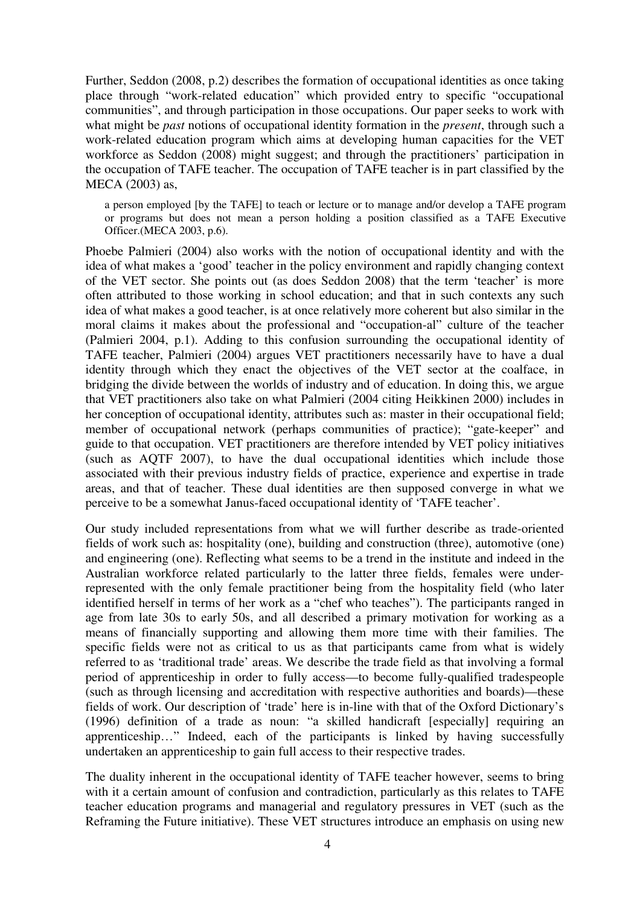Further, Seddon (2008, p.2) describes the formation of occupational identities as once taking place through "work-related education" which provided entry to specific "occupational communities", and through participation in those occupations. Our paper seeks to work with what might be *past* notions of occupational identity formation in the *present*, through such a work-related education program which aims at developing human capacities for the VET workforce as Seddon (2008) might suggest; and through the practitioners' participation in the occupation of TAFE teacher. The occupation of TAFE teacher is in part classified by the MECA (2003) as,

> a person employed [by the TAFE] to teach or lecture or to manage and/or develop a TAFE program or programs but does not mean a person holding a position classified as a TAFE Executive Officer.(MECA 2003, p.6).

Phoebe Palmieri (2004) also works with the notion of occupational identity and with the idea of what makes a 'good' teacher in the policy environment and rapidly changing context of the VET sector. She points out (as does Seddon 2008) that the term 'teacher' is more often attributed to those working in school education; and that in such contexts any such idea of what makes a good teacher, is at once relatively more coherent but also similar in the moral claims it makes about the professional and "occupation-al" culture of the teacher (Palmieri 2004, p.1). Adding to this confusion surrounding the occupational identity of TAFE teacher, Palmieri (2004) argues VET practitioners necessarily have to have a dual identity through which they enact the objectives of the VET sector at the coalface, in bridging the divide between the worlds of industry and of education. In doing this, we argue that VET practitioners also take on what Palmieri (2004 citing Heikkinen 2000) includes in her conception of occupational identity, attributes such as: master in their occupational field; member of occupational network (perhaps communities of practice); "gate-keeper" and guide to that occupation. VET practitioners are therefore intended by VET policy initiatives (such as AQTF 2007), to have the dual occupational identities which include those associated with their previous industry fields of practice, experience and expertise in trade areas, and that of teacher. These dual identities are then supposed converge in what we perceive to be a somewhat Janus-faced occupational identity of 'TAFE teacher'.

Our study included representations from what we will further describe as trade-oriented fields of work such as: hospitality (one), building and construction (three), automotive (one) and engineering (one). Reflecting what seems to be a trend in the institute and indeed in the Australian workforce related particularly to the latter three fields, females were under-represented with the only female practitioner being from the hospitality field (who later identified herself in terms of her work as a "chef who teaches"). The participants ranged in age from late 30s to early 50s, and all described a primary motivation for working as a means of financially supporting and allowing them more time with their families. The specific fields were not as critical to us as that participants came from what is widely referred to as 'traditional trade' areas. We describe the trade field as that involving a formal period of apprenticeship in order to fully access—to become fully-qualified tradespeople (such as through licensing and accreditation with respective authorities and boards)—these fields of work. Our description of 'trade' here is in-line with that of the Oxford Dictionary's (1996) definition of a trade as noun: "a skilled handicraft [especially] requiring an apprenticeship…" Indeed, each of the participants is linked by having successfully undertaken an apprenticeship to gain full access to their respective trades.

The duality inherent in the occupational identity of TAFE teacher however, seems to bring with it a certain amount of confusion and contradiction, particularly as this relates to TAFE teacher education programs and managerial and regulatory pressures in VET (such as the Reframing the Future initiative). These VET structures introduce an emphasis on using new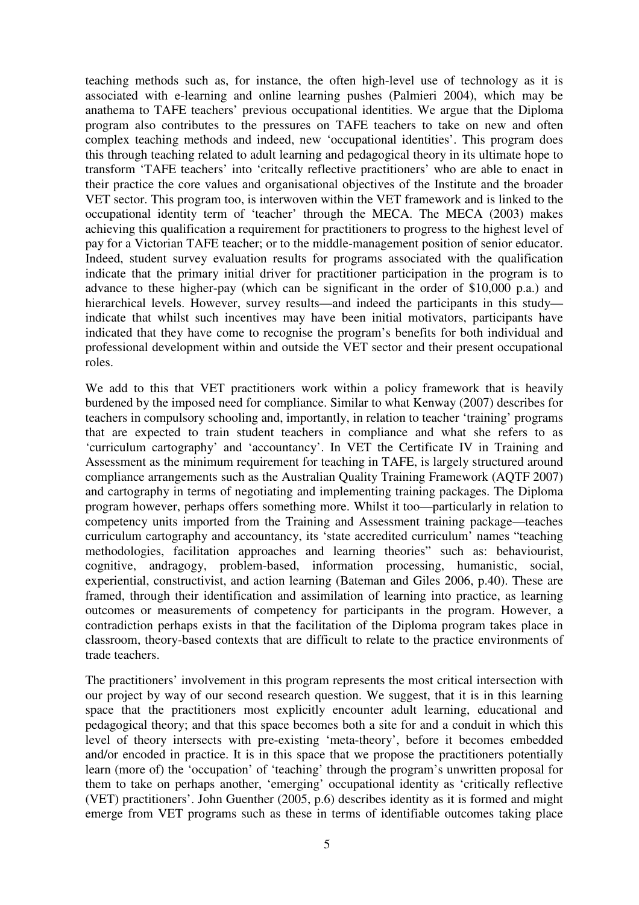teaching methods such as, for instance, the often high-level use of technology as it is associated with e-learning and online learning pushes (Palmieri 2004), which may be anathema to TAFE teachers' previous occupational identities. We argue that the Diploma program also contributes to the pressures on TAFE teachers to take on new and often complex teaching methods and indeed, new 'occupational identities'. This program does this through teaching related to adult learning and pedagogical theory in its ultimate hope to transform 'TAFE teachers' into 'critcally reflective practitioners' who are able to enact in their practice the core values and organisational objectives of the Institute and the broader VET sector. This program too, is interwoven within the VET framework and is linked to the occupational identity term of 'teacher' through the MECA. The MECA (2003) makes achieving this qualification a requirement for practitioners to progress to the highest level of pay for a Victorian TAFE teacher; or to the middle-management position of senior educator. Indeed, student survey evaluation results for programs associated with the qualification indicate that the primary initial driver for practitioner participation in the program is to advance to these higher-pay (which can be significant in the order of $10,000 p.a.) and hierarchical levels. However, survey results—and indeed the participants in this study—indicate that whilst such incentives may have been initial motivators, participants have indicated that they have come to recognise the program's benefits for both individual and professional development within and outside the VET sector and their present occupational roles.

We add to this that VET practitioners work within a policy framework that is heavily burdened by the imposed need for compliance. Similar to what Kenway (2007) describes for teachers in compulsory schooling and, importantly, in relation to teacher 'training' programs that are expected to train student teachers in compliance and what she refers to as 'curriculum cartography' and 'accountancy'. In VET the Certificate IV in Training and Assessment as the minimum requirement for teaching in TAFE, is largely structured around compliance arrangements such as the Australian Quality Training Framework (AQTF 2007) and cartography in terms of negotiating and implementing training packages. The Diploma program however, perhaps offers something more. Whilst it too—particularly in relation to competency units imported from the Training and Assessment training package—teaches curriculum cartography and accountancy, its 'state accredited curriculum' names "teaching methodologies, facilitation approaches and learning theories" such as: behaviourist, cognitive, andragogy, problem-based, information processing, humanistic, social, experiential, constructivist, and action learning (Bateman and Giles 2006, p.40). These are framed, through their identification and assimilation of learning into practice, as learning outcomes or measurements of competency for participants in the program. However, a contradiction perhaps exists in that the facilitation of the Diploma program takes place in classroom, theory-based contexts that are difficult to relate to the practice environments of trade teachers.

The practitioners' involvement in this program represents the most critical intersection with our project by way of our second research question. We suggest, that it is in this learning space that the practitioners most explicitly encounter adult learning, educational and pedagogical theory; and that this space becomes both a site for and a conduit in which this level of theory intersects with pre-existing 'meta-theory', before it becomes embedded and/or encoded in practice. It is in this space that we propose the practitioners potentially learn (more of) the 'occupation' of 'teaching' through the program's unwritten proposal for them to take on perhaps another, 'emerging' occupational identity as 'critically reflective (VET) practitioners'. John Guenther (2005, p.6) describes identity as it is formed and might emerge from VET programs such as these in terms of identifiable outcomes taking place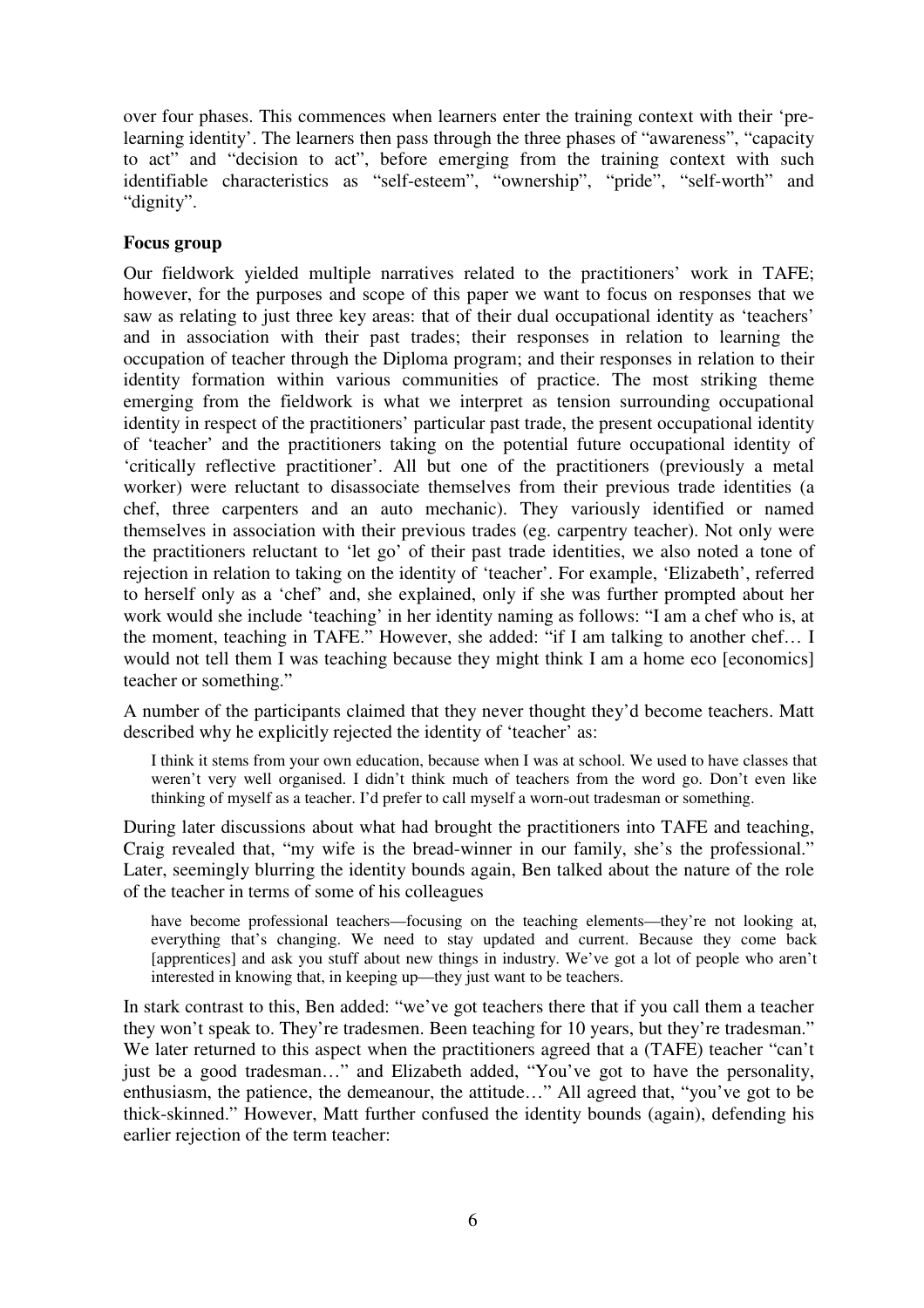over four phases. This commences when learners enter the training context with their 'pre-learning identity'. The learners then pass through the three phases of "awareness", "capacity to act" and "decision to act", before emerging from the training context with such identifiable characteristics as "self-esteem", "ownership", "pride", "self-worth" and "dignity".

### Focus group

Our fieldwork yielded multiple narratives related to the practitioners' work in TAFE; however, for the purposes and scope of this paper we want to focus on responses that we saw as relating to just three key areas: that of their dual occupational identity as 'teachers' and in association with their past trades; their responses in relation to learning the occupation of teacher through the Diploma program; and their responses in relation to their identity formation within various communities of practice. The most striking theme emerging from the fieldwork is what we interpret as tension surrounding occupational identity in respect of the practitioners' particular past trade, the present occupational identity of 'teacher' and the practitioners taking on the potential future occupational identity of 'critically reflective practitioner'. All but one of the practitioners (previously a metal worker) were reluctant to disassociate themselves from their previous trade identities (a chef, three carpenters and an auto mechanic). They variously identified or named themselves in association with their previous trades (eg. carpentry teacher). Not only were the practitioners reluctant to 'let go' of their past trade identities, we also noted a tone of rejection in relation to taking on the identity of 'teacher'. For example, 'Elizabeth', referred to herself only as a 'chef' and, she explained, only if she was further prompted about her work would she include 'teaching' in her identity naming as follows: "I am a chef who is, at the moment, teaching in TAFE." However, she added: "if I am talking to another chef… I would not tell them I was teaching because they might think I am a home eco [economics] teacher or something."

A number of the participants claimed that they never thought they'd become teachers. Matt described why he explicitly rejected the identity of 'teacher' as:

> I think it stems from your own education, because when I was at school. We used to have classes that weren't very well organised. I didn't think much of teachers from the word go. Don't even like thinking of myself as a teacher. I'd prefer to call myself a worn-out tradesman or something.

During later discussions about what had brought the practitioners into TAFE and teaching, Craig revealed that, "my wife is the bread-winner in our family, she's the professional." Later, seemingly blurring the identity bounds again, Ben talked about the nature of the role of the teacher in terms of some of his colleagues

> have become professional teachers—focusing on the teaching elements—they're not looking at, everything that's changing. We need to stay updated and current. Because they come back [apprentices] and ask you stuff about new things in industry. We've got a lot of people who aren't interested in knowing that, in keeping up—they just want to be teachers.

In stark contrast to this, Ben added: "we've got teachers there that if you call them a teacher they won't speak to. They're tradesmen. Been teaching for 10 years, but they're tradesman." We later returned to this aspect when the practitioners agreed that a (TAFE) teacher "can't just be a good tradesman…" and Elizabeth added, "You've got to have the personality, enthusiasm, the patience, the demeanour, the attitude…" All agreed that, "you've got to be thick-skinned." However, Matt further confused the identity bounds (again), defending his earlier rejection of the term teacher: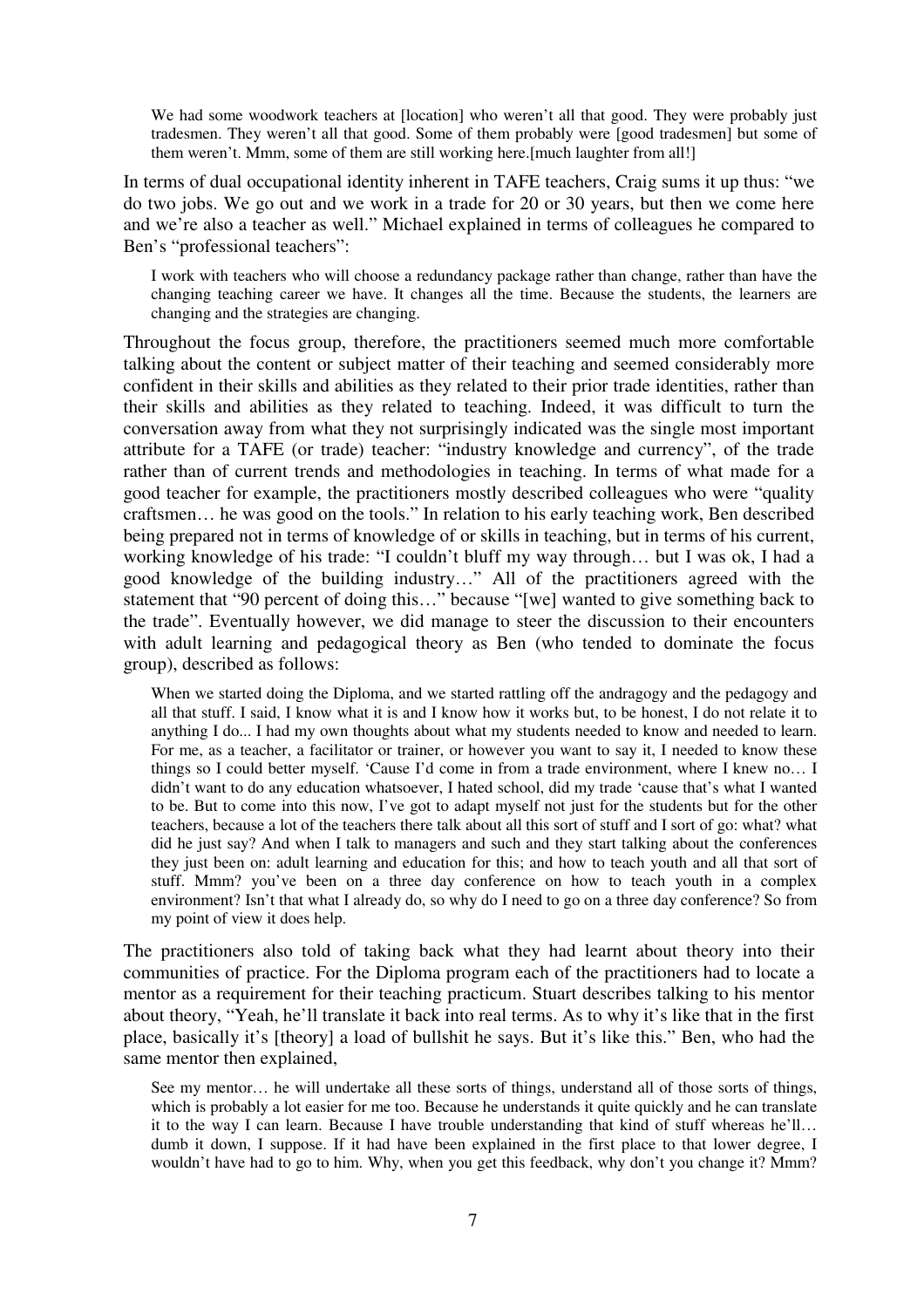> We had some woodwork teachers at [location] who weren't all that good. They were probably just tradesmen. They weren't all that good. Some of them probably were [good tradesmen] but some of them weren't. Mmm, some of them are still working here.[much laughter from all!]

In terms of dual occupational identity inherent in TAFE teachers, Craig sums it up thus: "we do two jobs. We go out and we work in a trade for 20 or 30 years, but then we come here and we're also a teacher as well." Michael explained in terms of colleagues he compared to Ben's "professional teachers":

> I work with teachers who will choose a redundancy package rather than change, rather than have the changing teaching career we have. It changes all the time. Because the students, the learners are changing and the strategies are changing.

Throughout the focus group, therefore, the practitioners seemed much more comfortable talking about the content or subject matter of their teaching and seemed considerably more confident in their skills and abilities as they related to their prior trade identities, rather than their skills and abilities as they related to teaching. Indeed, it was difficult to turn the conversation away from what they not surprisingly indicated was the single most important attribute for a TAFE (or trade) teacher: "industry knowledge and currency", of the trade rather than of current trends and methodologies in teaching. In terms of what made for a good teacher for example, the practitioners mostly described colleagues who were "quality craftsmen… he was good on the tools." In relation to his early teaching work, Ben described being prepared not in terms of knowledge of or skills in teaching, but in terms of his current, working knowledge of his trade: "I couldn't bluff my way through… but I was ok, I had a good knowledge of the building industry…" All of the practitioners agreed with the statement that "90 percent of doing this…" because "[we] wanted to give something back to the trade". Eventually however, we did manage to steer the discussion to their encounters with adult learning and pedagogical theory as Ben (who tended to dominate the focus group), described as follows:

> When we started doing the Diploma, and we started rattling off the andragogy and the pedagogy and all that stuff. I said, I know what it is and I know how it works but, to be honest, I do not relate it to anything I do... I had my own thoughts about what my students needed to know and needed to learn. For me, as a teacher, a facilitator or trainer, or however you want to say it, I needed to know these things so I could better myself. 'Cause I'd come in from a trade environment, where I knew no… I didn't want to do any education whatsoever, I hated school, did my trade 'cause that's what I wanted to be. But to come into this now, I've got to adapt myself not just for the students but for the other teachers, because a lot of the teachers there talk about all this sort of stuff and I sort of go: what? what did he just say? And when I talk to managers and such and they start talking about the conferences they just been on: adult learning and education for this; and how to teach youth and all that sort of stuff. Mmm? you've been on a three day conference on how to teach youth in a complex environment? Isn't that what I already do, so why do I need to go on a three day conference? So from my point of view it does help.

The practitioners also told of taking back what they had learnt about theory into their communities of practice. For the Diploma program each of the practitioners had to locate a mentor as a requirement for their teaching practicum. Stuart describes talking to his mentor about theory, "Yeah, he'll translate it back into real terms. As to why it's like that in the first place, basically it's [theory] a load of bullshit he says. But it's like this." Ben, who had the same mentor then explained,

> See my mentor… he will undertake all these sorts of things, understand all of those sorts of things, which is probably a lot easier for me too. Because he understands it quite quickly and he can translate it to the way I can learn. Because I have trouble understanding that kind of stuff whereas he'll… dumb it down, I suppose. If it had have been explained in the first place to that lower degree, I wouldn't have had to go to him. Why, when you get this feedback, why don't you change it? Mmm?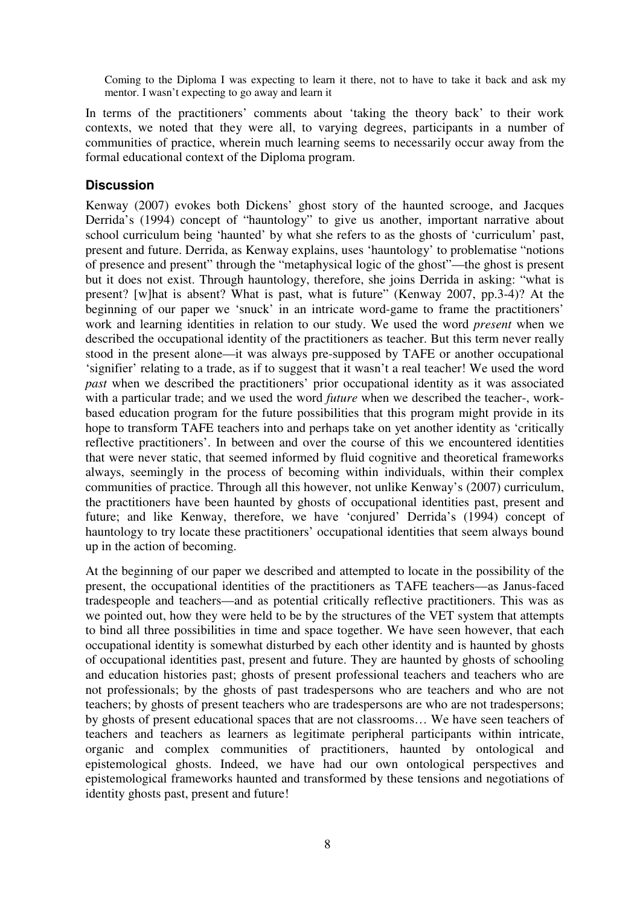> Coming to the Diploma I was expecting to learn it there, not to have to take it back and ask my mentor. I wasn't expecting to go away and learn it

In terms of the practitioners' comments about 'taking the theory back' to their work contexts, we noted that they were all, to varying degrees, participants in a number of communities of practice, wherein much learning seems to necessarily occur away from the formal educational context of the Diploma program.

## Discussion

Kenway (2007) evokes both Dickens' ghost story of the haunted scrooge, and Jacques Derrida's (1994) concept of "hauntology" to give us another, important narrative about school curriculum being 'haunted' by what she refers to as the ghosts of 'curriculum' past, present and future. Derrida, as Kenway explains, uses 'hauntology' to problematise "notions of presence and present" through the "metaphysical logic of the ghost"—the ghost is present but it does not exist. Through hauntology, therefore, she joins Derrida in asking: "what is present? [w]hat is absent? What is past, what is future" (Kenway 2007, pp.3-4)? At the beginning of our paper we 'snuck' in an intricate word-game to frame the practitioners' work and learning identities in relation to our study. We used the word *present* when we described the occupational identity of the practitioners as teacher. But this term never really stood in the present alone—it was always pre-supposed by TAFE or another occupational 'signifier' relating to a trade, as if to suggest that it wasn't a real teacher! We used the word *past* when we described the practitioners' prior occupational identity as it was associated with a particular trade; and we used the word *future* when we described the teacher-, work-based education program for the future possibilities that this program might provide in its hope to transform TAFE teachers into and perhaps take on yet another identity as 'critically reflective practitioners'. In between and over the course of this we encountered identities that were never static, that seemed informed by fluid cognitive and theoretical frameworks always, seemingly in the process of becoming within individuals, within their complex communities of practice. Through all this however, not unlike Kenway's (2007) curriculum, the practitioners have been haunted by ghosts of occupational identities past, present and future; and like Kenway, therefore, we have 'conjured' Derrida's (1994) concept of hauntology to try locate these practitioners' occupational identities that seem always bound up in the action of becoming.

At the beginning of our paper we described and attempted to locate in the possibility of the present, the occupational identities of the practitioners as TAFE teachers—as Janus-faced tradespeople and teachers—and as potential critically reflective practitioners. This was as we pointed out, how they were held to be by the structures of the VET system that attempts to bind all three possibilities in time and space together. We have seen however, that each occupational identity is somewhat disturbed by each other identity and is haunted by ghosts of occupational identities past, present and future. They are haunted by ghosts of schooling and education histories past; ghosts of present professional teachers and teachers who are not professionals; by the ghosts of past tradespersons who are teachers and who are not teachers; by ghosts of present teachers who are tradespersons are who are not tradespersons; by ghosts of present educational spaces that are not classrooms… We have seen teachers of teachers and teachers as learners as legitimate peripheral participants within intricate, organic and complex communities of practitioners, haunted by ontological and epistemological ghosts. Indeed, we have had our own ontological perspectives and epistemological frameworks haunted and transformed by these tensions and negotiations of identity ghosts past, present and future!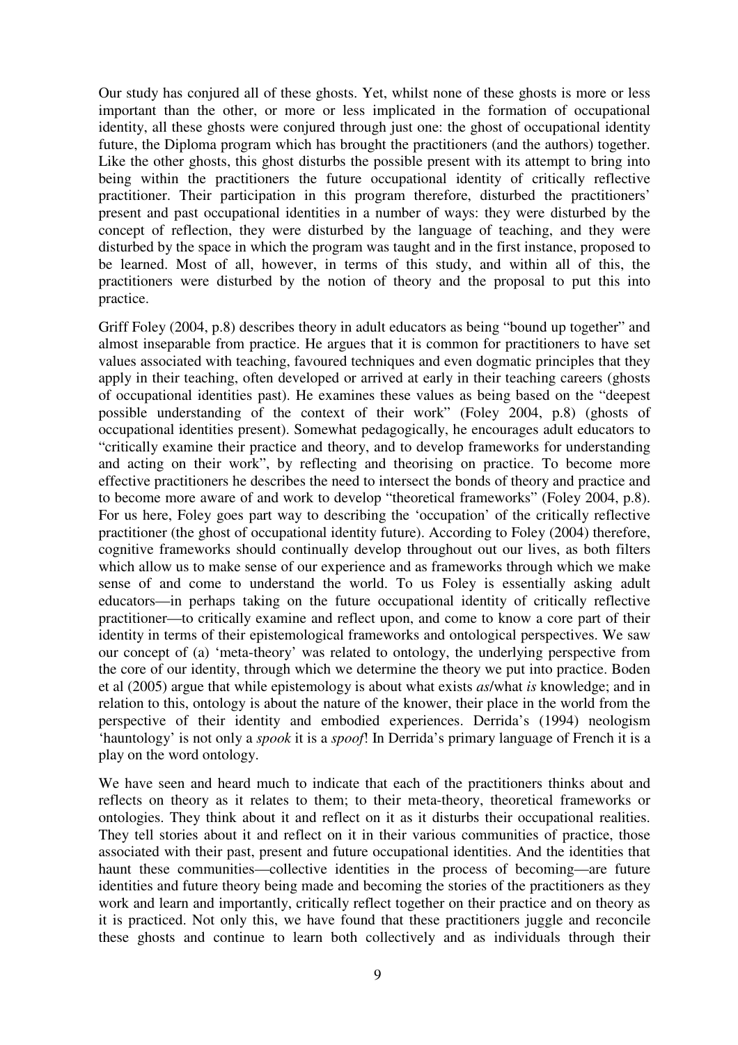Our study has conjured all of these ghosts. Yet, whilst none of these ghosts is more or less important than the other, or more or less implicated in the formation of occupational identity, all these ghosts were conjured through just one: the ghost of occupational identity future, the Diploma program which has brought the practitioners (and the authors) together. Like the other ghosts, this ghost disturbs the possible present with its attempt to bring into being within the practitioners the future occupational identity of critically reflective practitioner. Their participation in this program therefore, disturbed the practitioners' present and past occupational identities in a number of ways: they were disturbed by the concept of reflection, they were disturbed by the language of teaching, and they were disturbed by the space in which the program was taught and in the first instance, proposed to be learned. Most of all, however, in terms of this study, and within all of this, the practitioners were disturbed by the notion of theory and the proposal to put this into practice.

Griff Foley (2004, p.8) describes theory in adult educators as being "bound up together" and almost inseparable from practice. He argues that it is common for practitioners to have set values associated with teaching, favoured techniques and even dogmatic principles that they apply in their teaching, often developed or arrived at early in their teaching careers (ghosts of occupational identities past). He examines these values as being based on the "deepest possible understanding of the context of their work" (Foley 2004, p.8) (ghosts of occupational identities present). Somewhat pedagogically, he encourages adult educators to "critically examine their practice and theory, and to develop frameworks for understanding and acting on their work", by reflecting and theorising on practice. To become more effective practitioners he describes the need to intersect the bonds of theory and practice and to become more aware of and work to develop "theoretical frameworks" (Foley 2004, p.8). For us here, Foley goes part way to describing the 'occupation' of the critically reflective practitioner (the ghost of occupational identity future). According to Foley (2004) therefore, cognitive frameworks should continually develop throughout out our lives, as both filters which allow us to make sense of our experience and as frameworks through which we make sense of and come to understand the world. To us Foley is essentially asking adult educators—in perhaps taking on the future occupational identity of critically reflective practitioner—to critically examine and reflect upon, and come to know a core part of their identity in terms of their epistemological frameworks and ontological perspectives. We saw our concept of (a) 'meta-theory' was related to ontology, the underlying perspective from the core of our identity, through which we determine the theory we put into practice. Boden et al (2005) argue that while epistemology is about what exists *as*/what *is* knowledge; and in relation to this, ontology is about the nature of the knower, their place in the world from the perspective of their identity and embodied experiences. Derrida's (1994) neologism 'hauntology' is not only a *spook* it is a *spoof*! In Derrida's primary language of French it is a play on the word ontology.

We have seen and heard much to indicate that each of the practitioners thinks about and reflects on theory as it relates to them; to their meta-theory, theoretical frameworks or ontologies. They think about it and reflect on it as it disturbs their occupational realities. They tell stories about it and reflect on it in their various communities of practice, those associated with their past, present and future occupational identities. And the identities that haunt these communities—collective identities in the process of becoming—are future identities and future theory being made and becoming the stories of the practitioners as they work and learn and importantly, critically reflect together on their practice and on theory as it is practiced. Not only this, we have found that these practitioners juggle and reconcile these ghosts and continue to learn both collectively and as individuals through their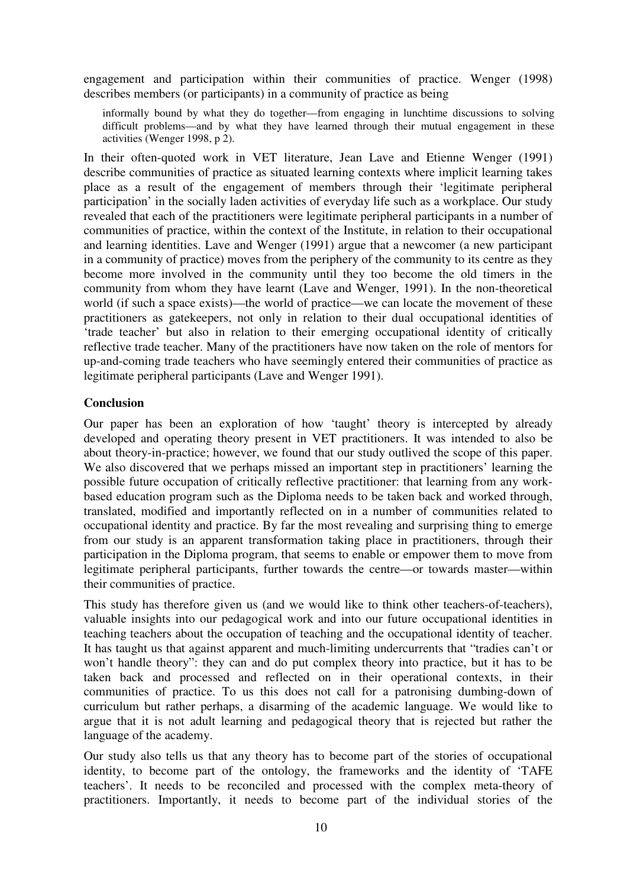engagement and participation within their communities of practice. Wenger (1998) describes members (or participants) in a community of practice as being

> informally bound by what they do together—from engaging in lunchtime discussions to solving difficult problems—and by what they have learned through their mutual engagement in these activities (Wenger 1998, p 2).

In their often-quoted work in VET literature, Jean Lave and Etienne Wenger (1991) describe communities of practice as situated learning contexts where implicit learning takes place as a result of the engagement of members through their 'legitimate peripheral participation' in the socially laden activities of everyday life such as a workplace. Our study revealed that each of the practitioners were legitimate peripheral participants in a number of communities of practice, within the context of the Institute, in relation to their occupational and learning identities. Lave and Wenger (1991) argue that a newcomer (a new participant in a community of practice) moves from the periphery of the community to its centre as they become more involved in the community until they too become the old timers in the community from whom they have learnt (Lave and Wenger, 1991). In the non-theoretical world (if such a space exists)—the world of practice—we can locate the movement of these practitioners as gatekeepers, not only in relation to their dual occupational identities of 'trade teacher' but also in relation to their emerging occupational identity of critically reflective trade teacher. Many of the practitioners have now taken on the role of mentors for up-and-coming trade teachers who have seemingly entered their communities of practice as legitimate peripheral participants (Lave and Wenger 1991).

## Conclusion

Our paper has been an exploration of how 'taught' theory is intercepted by already developed and operating theory present in VET practitioners. It was intended to also be about theory-in-practice; however, we found that our study outlived the scope of this paper. We also discovered that we perhaps missed an important step in practitioners' learning the possible future occupation of critically reflective practitioner: that learning from any work-based education program such as the Diploma needs to be taken back and worked through, translated, modified and importantly reflected on in a number of communities related to occupational identity and practice. By far the most revealing and surprising thing to emerge from our study is an apparent transformation taking place in practitioners, through their participation in the Diploma program, that seems to enable or empower them to move from legitimate peripheral participants, further towards the centre—or towards master—within their communities of practice.

This study has therefore given us (and we would like to think other teachers-of-teachers), valuable insights into our pedagogical work and into our future occupational identities in teaching teachers about the occupation of teaching and the occupational identity of teacher. It has taught us that against apparent and much-limiting undercurrents that "tradies can't or won't handle theory": they can and do put complex theory into practice, but it has to be taken back and processed and reflected on in their operational contexts, in their communities of practice. To us this does not call for a patronising dumbing-down of curriculum but rather perhaps, a disarming of the academic language. We would like to argue that it is not adult learning and pedagogical theory that is rejected but rather the language of the academy.

Our study also tells us that any theory has to become part of the stories of occupational identity, to become part of the ontology, the frameworks and the identity of 'TAFE teachers'. It needs to be reconciled and processed with the complex meta-theory of practitioners. Importantly, it needs to become part of the individual stories of the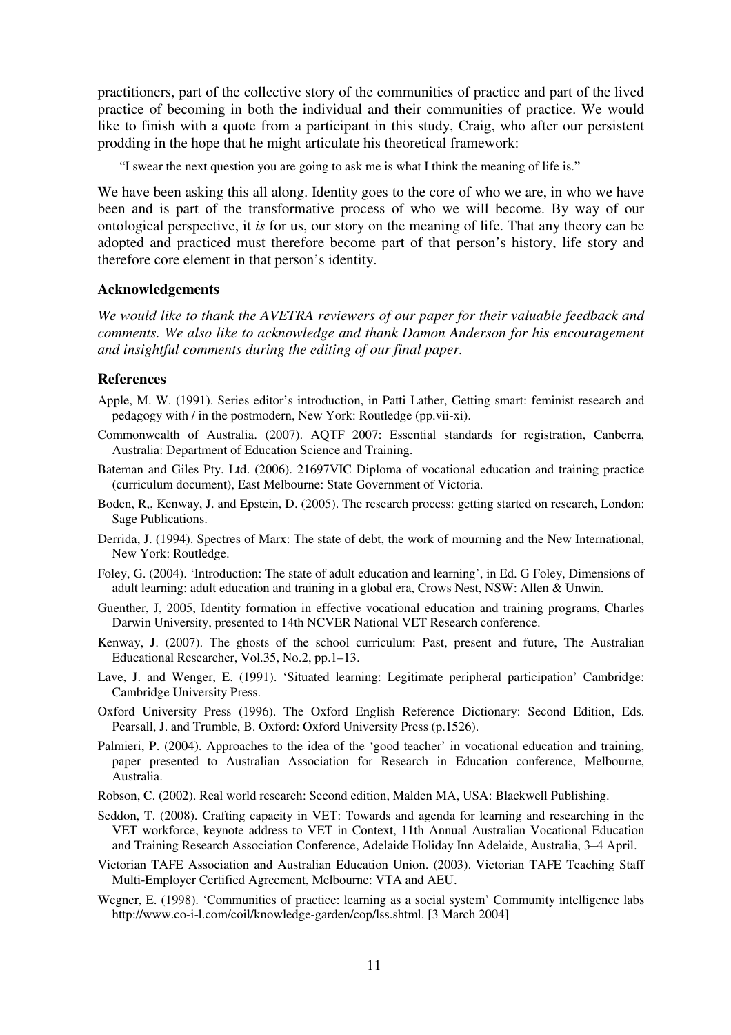practitioners, part of the collective story of the communities of practice and part of the lived practice of becoming in both the individual and their communities of practice. We would like to finish with a quote from a participant in this study, Craig, who after our persistent prodding in the hope that he might articulate his theoretical framework:

> "I swear the next question you are going to ask me is what I think the meaning of life is."

We have been asking this all along. Identity goes to the core of who we are, in who we have been and is part of the transformative process of who we will become. By way of our ontological perspective, it *is* for us, our story on the meaning of life. That any theory can be adopted and practiced must therefore become part of that person's history, life story and therefore core element in that person's identity.

### Acknowledgements

*We would like to thank the AVETRA reviewers of our paper for their valuable feedback and comments. We also like to acknowledge and thank Damon Anderson for his encouragement and insightful comments during the editing of our final paper.*

### References

Apple, M. W. (1991). Series editor's introduction, in Patti Lather, Getting smart: feminist research and pedagogy with / in the postmodern, New York: Routledge (pp.vii-xi).

Commonwealth of Australia. (2007). AQTF 2007: Essential standards for registration, Canberra, Australia: Department of Education Science and Training.

Bateman and Giles Pty. Ltd. (2006). 21697VIC Diploma of vocational education and training practice (curriculum document), East Melbourne: State Government of Victoria.

Boden, R,, Kenway, J. and Epstein, D. (2005). The research process: getting started on research, London: Sage Publications.

Derrida, J. (1994). Spectres of Marx: The state of debt, the work of mourning and the New International, New York: Routledge.

Foley, G. (2004). 'Introduction: The state of adult education and learning', in Ed. G Foley, Dimensions of adult learning: adult education and training in a global era, Crows Nest, NSW: Allen & Unwin.

Guenther, J, 2005, Identity formation in effective vocational education and training programs, Charles Darwin University, presented to 14th NCVER National VET Research conference.

Kenway, J. (2007). The ghosts of the school curriculum: Past, present and future, The Australian Educational Researcher, Vol.35, No.2, pp.1–13.

Lave, J. and Wenger, E. (1991). 'Situated learning: Legitimate peripheral participation' Cambridge: Cambridge University Press.

Oxford University Press (1996). The Oxford English Reference Dictionary: Second Edition, Eds. Pearsall, J. and Trumble, B. Oxford: Oxford University Press (p.1526).

Palmieri, P. (2004). Approaches to the idea of the 'good teacher' in vocational education and training, paper presented to Australian Association for Research in Education conference, Melbourne, Australia.

Robson, C. (2002). Real world research: Second edition, Malden MA, USA: Blackwell Publishing.

Seddon, T. (2008). Crafting capacity in VET: Towards and agenda for learning and researching in the VET workforce, keynote address to VET in Context, 11th Annual Australian Vocational Education and Training Research Association Conference, Adelaide Holiday Inn Adelaide, Australia, 3–4 April.

Victorian TAFE Association and Australian Education Union. (2003). Victorian TAFE Teaching Staff Multi-Employer Certified Agreement, Melbourne: VTA and AEU.

Wegner, E. (1998). 'Communities of practice: learning as a social system' Community intelligence labs http://www.co-i-l.com/coil/knowledge-garden/cop/lss.shtml. [3 March 2004]